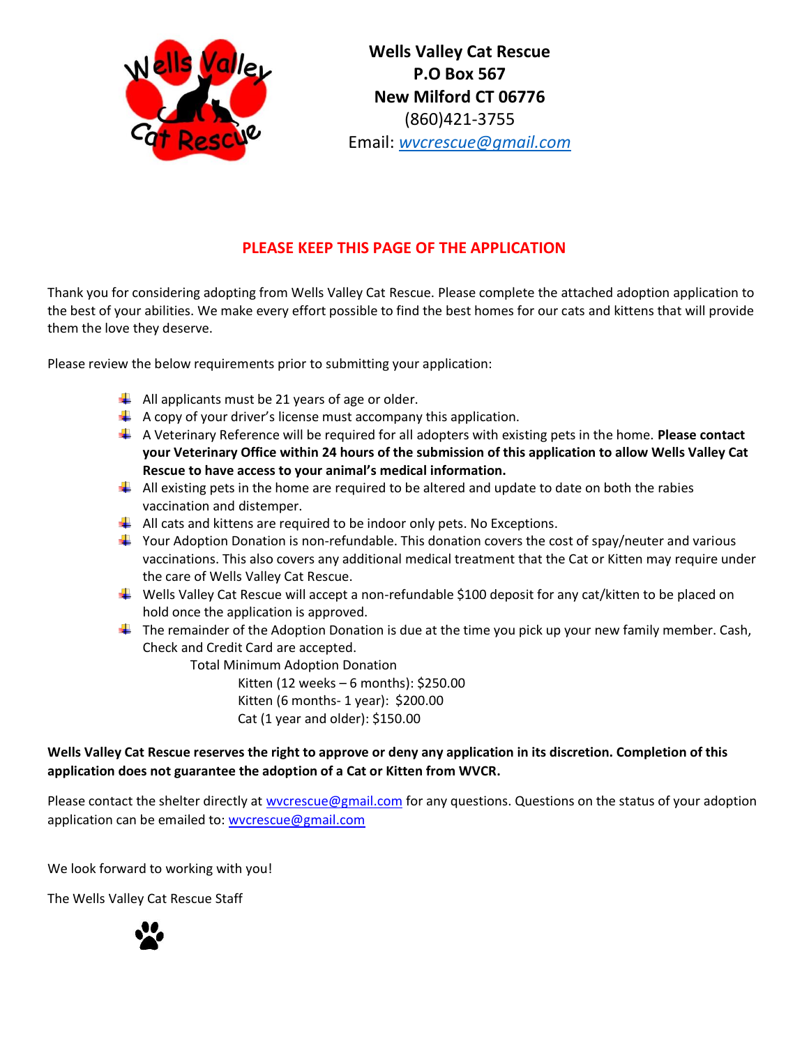**Wells Valley Cat Rescue**
**P.O Box 567**
**New Milford CT 06776**
(860)421-3755
Email: *wvcrescue@gmail.com*

## PLEASE KEEP THIS PAGE OF THE APPLICATION

Thank you for considering adopting from Wells Valley Cat Rescue. Please complete the attached adoption application to the best of your abilities. We make every effort possible to find the best homes for our cats and kittens that will provide them the love they deserve.

Please review the below requirements prior to submitting your application:

- All applicants must be 21 years of age or older.
- A copy of your driver's license must accompany this application.
- A Veterinary Reference will be required for all adopters with existing pets in the home. **Please contact your Veterinary Office within 24 hours of the submission of this application to allow Wells Valley Cat Rescue to have access to your animal's medical information.**
- All existing pets in the home are required to be altered and update to date on both the rabies vaccination and distemper.
- All cats and kittens are required to be indoor only pets. No Exceptions.
- Your Adoption Donation is non-refundable. This donation covers the cost of spay/neuter and various vaccinations. This also covers any additional medical treatment that the Cat or Kitten may require under the care of Wells Valley Cat Rescue.
- Wells Valley Cat Rescue will accept a non-refundable $100 deposit for any cat/kitten to be placed on hold once the application is approved.
- The remainder of the Adoption Donation is due at the time you pick up your new family member. Cash, Check and Credit Card are accepted.
  - Total Minimum Adoption Donation
    - Kitten (12 weeks – 6 months): $250.00
    - Kitten (6 months- 1 year): $200.00
    - Cat (1 year and older): $150.00

**Wells Valley Cat Rescue reserves the right to approve or deny any application in its discretion. Completion of this application does not guarantee the adoption of a Cat or Kitten from WVCR.**

Please contact the shelter directly at wvcrescue@gmail.com for any questions. Questions on the status of your adoption application can be emailed to: wvcrescue@gmail.com

We look forward to working with you!

The Wells Valley Cat Rescue Staff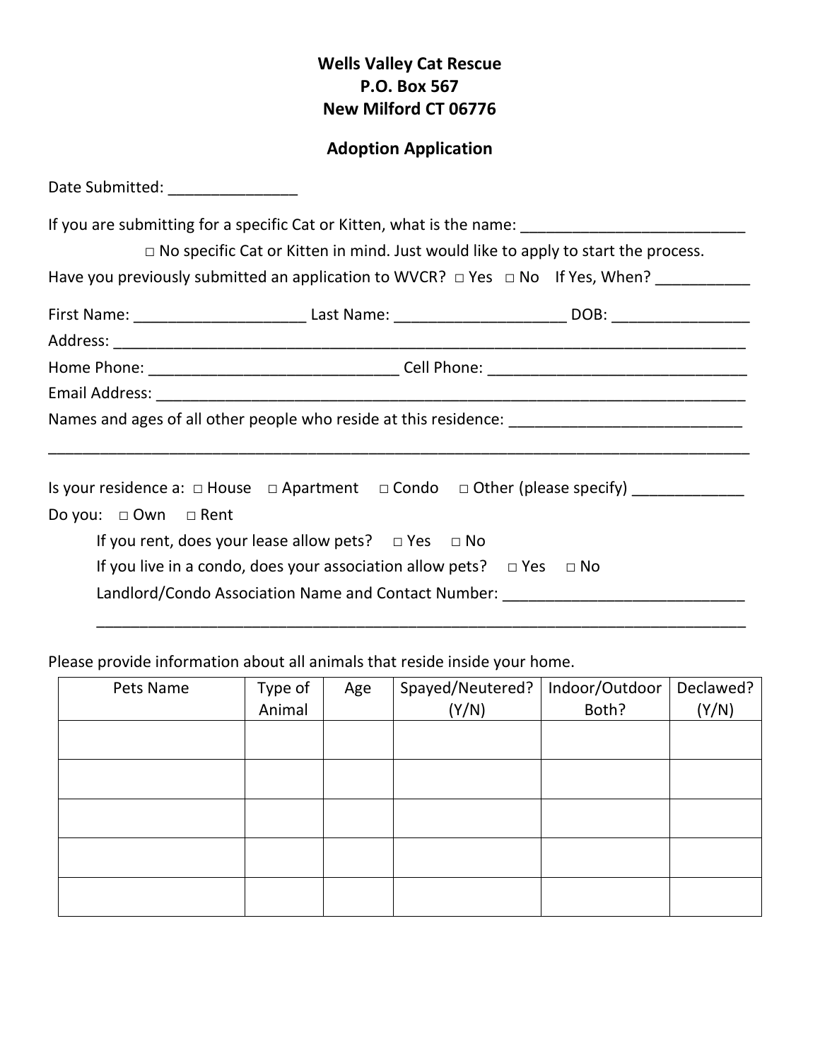**Wells Valley Cat Rescue**
**P.O. Box 567**
**New Milford CT 06776**

**Adoption Application**

Date Submitted: _______________

If you are submitting for a specific Cat or Kitten, what is the name: ___________________________

□ No specific Cat or Kitten in mind. Just would like to apply to start the process.

Have you previously submitted an application to WVCR? □ Yes □ No If Yes, When? ___________

First Name: ____________________ Last Name: ____________________ DOB: ________________

Address: ______________________________________________________________________________

Home Phone: _____________________________ Cell Phone: _______________________________

Email Address: __________________________________________________________________________

Names and ages of all other people who reside at this residence: ___________________________

_____________________________________________________________________________________

Is your residence a: □ House □ Apartment □ Condo □ Other (please specify) _____________

Do you: □ Own □ Rent

If you rent, does your lease allow pets? □ Yes □ No

If you live in a condo, does your association allow pets? □ Yes □ No

Landlord/Condo Association Name and Contact Number: ____________________________

______________________________________________________________________________

Please provide information about all animals that reside inside your home.

| Pets Name | Type of Animal | Age | Spayed/Neutered? (Y/N) | Indoor/Outdoor Both? | Declawed? (Y/N) |
|---|---|---|---|---|---|
| | | | | | |
| | | | | | |
| | | | | | |
| | | | | | |
| | | | | | |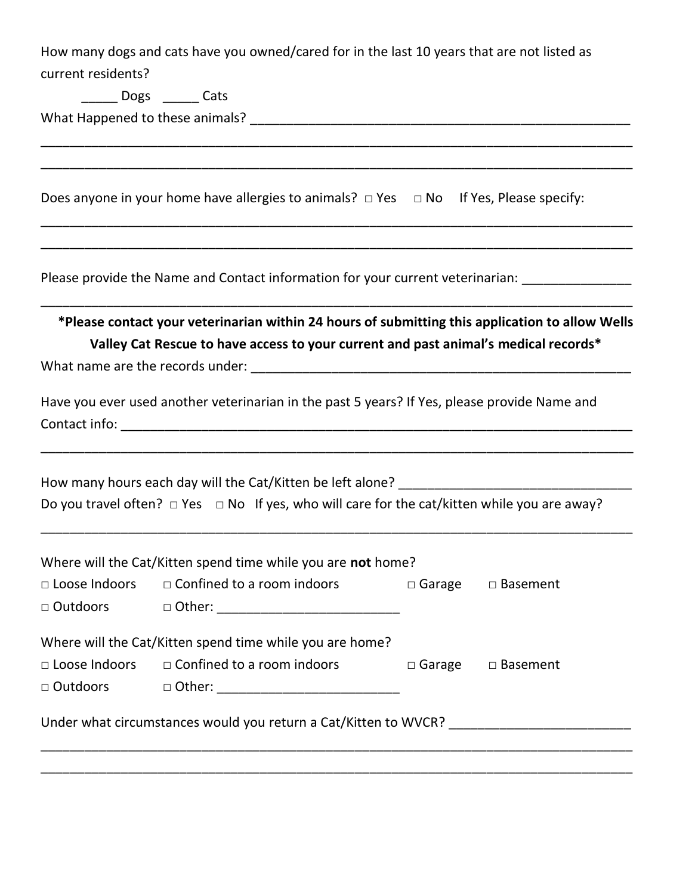How many dogs and cats have you owned/cared for in the last 10 years that are not listed as current residents?

_____ Dogs _____ Cats

What Happened to these animals? ____________________________________________________

_______________________________________________________________________________

_______________________________________________________________________________

Does anyone in your home have allergies to animals? □ Yes □ No If Yes, Please specify:

_______________________________________________________________________________

_______________________________________________________________________________

Please provide the Name and Contact information for your current veterinarian: ______________

_______________________________________________________________________________

**\*Please contact your veterinarian within 24 hours of submitting this application to allow Wells Valley Cat Rescue to have access to your current and past animal's medical records\***

What name are the records under: ____________________________________________________

Have you ever used another veterinarian in the past 5 years? If Yes, please provide Name and Contact info: _________________________________________________________________________

_______________________________________________________________________________

How many hours each day will the Cat/Kitten be left alone? ______________________________

Do you travel often? □ Yes □ No If yes, who will care for the cat/kitten while you are away?

_______________________________________________________________________________

Where will the Cat/Kitten spend time while you are **not** home?

□ Loose Indoors □ Confined to a room indoors □ Garage □ Basement

□ Outdoors □ Other: ________________________

Where will the Cat/Kitten spend time while you are home?

□ Loose Indoors □ Confined to a room indoors □ Garage □ Basement

□ Outdoors □ Other: ________________________

Under what circumstances would you return a Cat/Kitten to WVCR? ________________________

_______________________________________________________________________________

_______________________________________________________________________________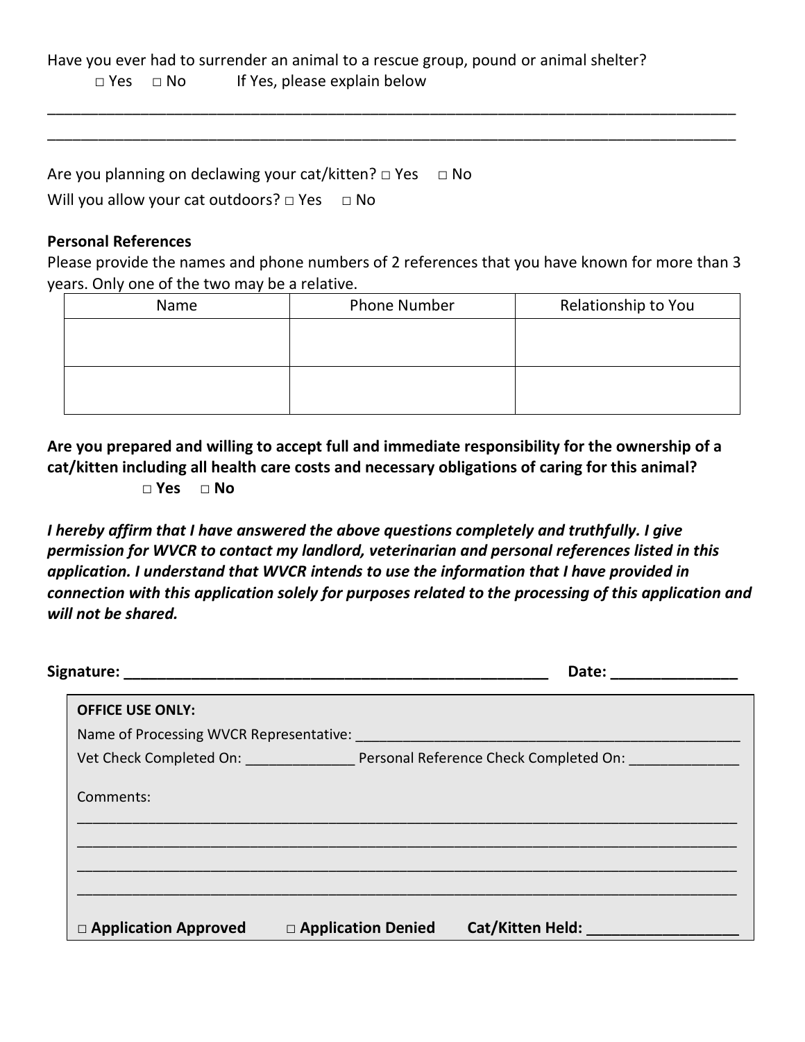Have you ever had to surrender an animal to a rescue group, pound or animal shelter?

□ Yes □ No If Yes, please explain below

______________________________________________________________________________________

______________________________________________________________________________________

Are you planning on declawing your cat/kitten? □ Yes □ No

Will you allow your cat outdoors? □ Yes □ No

**Personal References**

Please provide the names and phone numbers of 2 references that you have known for more than 3 years. Only one of the two may be a relative.

| Name | Phone Number | Relationship to You |
|---|---|---|
| | | |
| | | |

**Are you prepared and willing to accept full and immediate responsibility for the ownership of a cat/kitten including all health care costs and necessary obligations of caring for this animal?**

**□ Yes □ No**

***I hereby affirm that I have answered the above questions completely and truthfully. I give permission for WVCR to contact my landlord, veterinarian and personal references listed in this application. I understand that WVCR intends to use the information that I have provided in connection with this application solely for purposes related to the processing of this application and will not be shared.***

**Signature: ____________________________________________________ Date: _______________**

**OFFICE USE ONLY:**

Name of Processing WVCR Representative: __________________________________________________

Vet Check Completed On: ______________ Personal Reference Check Completed On: ______________

Comments:

______________________________________________________________________________________

______________________________________________________________________________________

______________________________________________________________________________________

______________________________________________________________________________________

**□ Application Approved □ Application Denied Cat/Kitten Held: __________________**